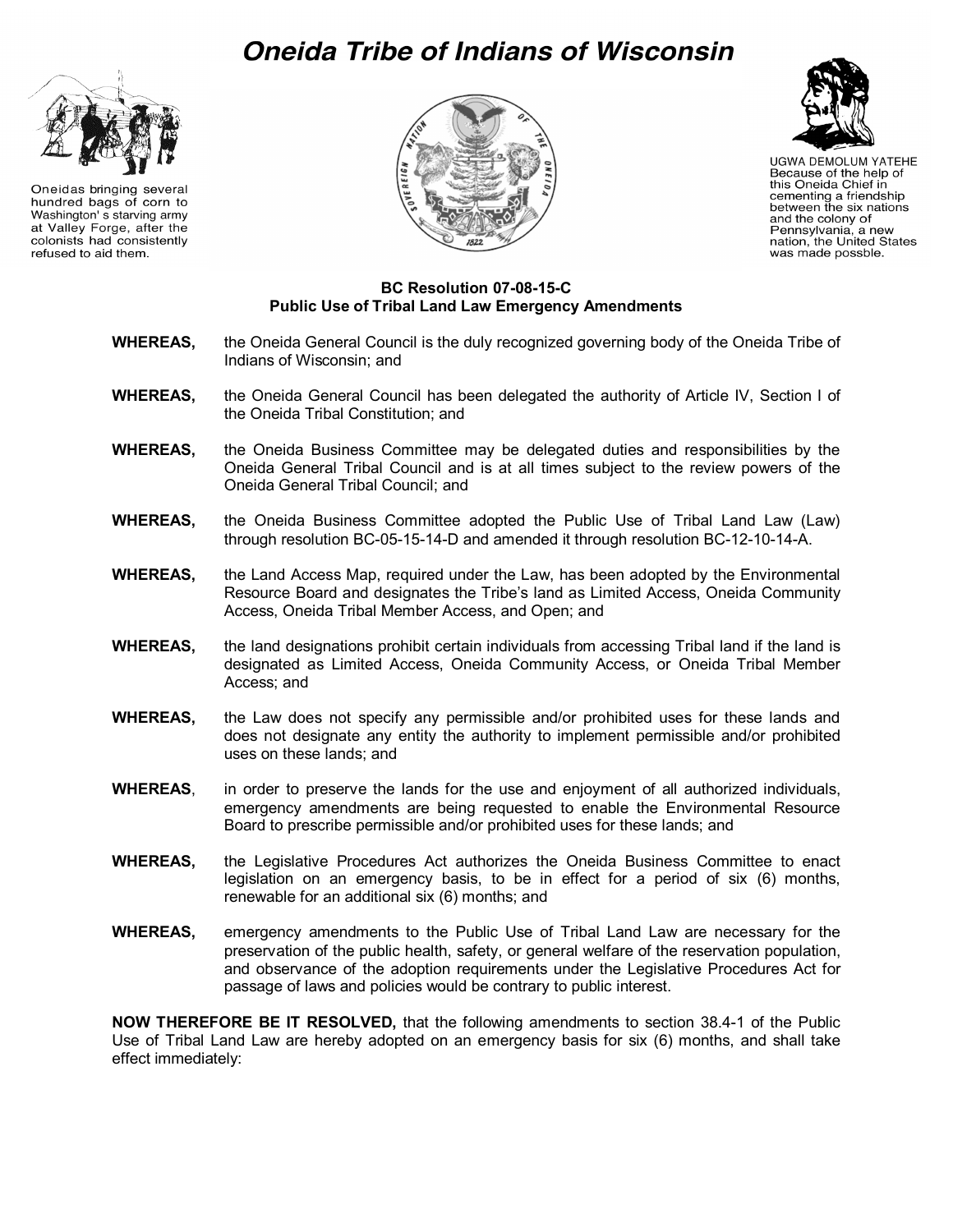# Oneida Tribe of Indians of Wisconsin

Oneidas bringing several hundred bags of corn to Washington' s starving army at Valley Forge, after the colonists had consistently refused to aid them.

UGWA DEMOLUM YATEHE Because of the help of this Oneida Chief in cementing a friendship between the six nations and the colony of Pennsylvania, a new nation, the United States was made possble.

**BC Resolution 07-08-15-C**
**Public Use of Tribal Land Law Emergency Amendments**

**WHEREAS,** the Oneida General Council is the duly recognized governing body of the Oneida Tribe of Indians of Wisconsin; and

**WHEREAS,** the Oneida General Council has been delegated the authority of Article IV, Section I of the Oneida Tribal Constitution; and

**WHEREAS,** the Oneida Business Committee may be delegated duties and responsibilities by the Oneida General Tribal Council and is at all times subject to the review powers of the Oneida General Tribal Council; and

**WHEREAS,** the Oneida Business Committee adopted the Public Use of Tribal Land Law (Law) through resolution BC-05-15-14-D and amended it through resolution BC-12-10-14-A.

**WHEREAS,** the Land Access Map, required under the Law, has been adopted by the Environmental Resource Board and designates the Tribe's land as Limited Access, Oneida Community Access, Oneida Tribal Member Access, and Open; and

**WHEREAS,** the land designations prohibit certain individuals from accessing Tribal land if the land is designated as Limited Access, Oneida Community Access, or Oneida Tribal Member Access; and

**WHEREAS,** the Law does not specify any permissible and/or prohibited uses for these lands and does not designate any entity the authority to implement permissible and/or prohibited uses on these lands; and

**WHEREAS**, in order to preserve the lands for the use and enjoyment of all authorized individuals, emergency amendments are being requested to enable the Environmental Resource Board to prescribe permissible and/or prohibited uses for these lands; and

**WHEREAS,** the Legislative Procedures Act authorizes the Oneida Business Committee to enact legislation on an emergency basis, to be in effect for a period of six (6) months, renewable for an additional six (6) months; and

**WHEREAS,** emergency amendments to the Public Use of Tribal Land Law are necessary for the preservation of the public health, safety, or general welfare of the reservation population, and observance of the adoption requirements under the Legislative Procedures Act for passage of laws and policies would be contrary to public interest.

**NOW THEREFORE BE IT RESOLVED,** that the following amendments to section 38.4-1 of the Public Use of Tribal Land Law are hereby adopted on an emergency basis for six (6) months, and shall take effect immediately: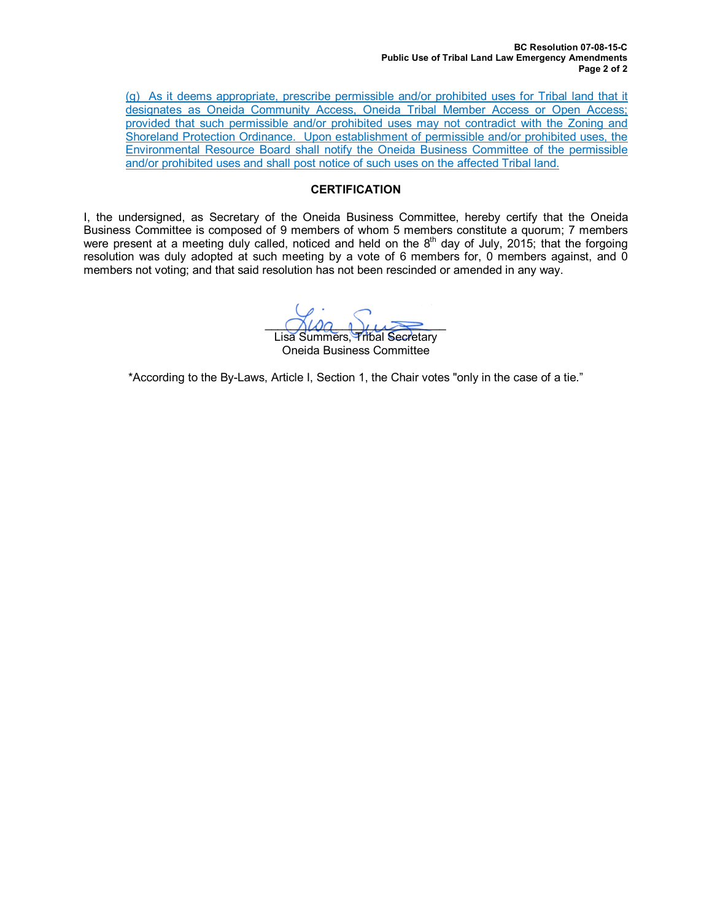(g) As it deems appropriate, prescribe permissible and/or prohibited uses for Tribal land that it designates as Oneida Community Access, Oneida Tribal Member Access or Open Access; provided that such permissible and/or prohibited uses may not contradict with the Zoning and Shoreland Protection Ordinance. Upon establishment of permissible and/or prohibited uses, the Environmental Resource Board shall notify the Oneida Business Committee of the permissible and/or prohibited uses and shall post notice of such uses on the affected Tribal land.

## CERTIFICATION

I, the undersigned, as Secretary of the Oneida Business Committee, hereby certify that the Oneida Business Committee is composed of 9 members of whom 5 members constitute a quorum; 7 members were present at a meeting duly called, noticed and held on the 8th day of July, 2015; that the forgoing resolution was duly adopted at such meeting by a vote of 6 members for, 0 members against, and 0 members not voting; and that said resolution has not been rescinded or amended in any way.

Lisa Summers, Tribal Secretary
Oneida Business Committee

*According to the By-Laws, Article I, Section 1, the Chair votes "only in the case of a tie."